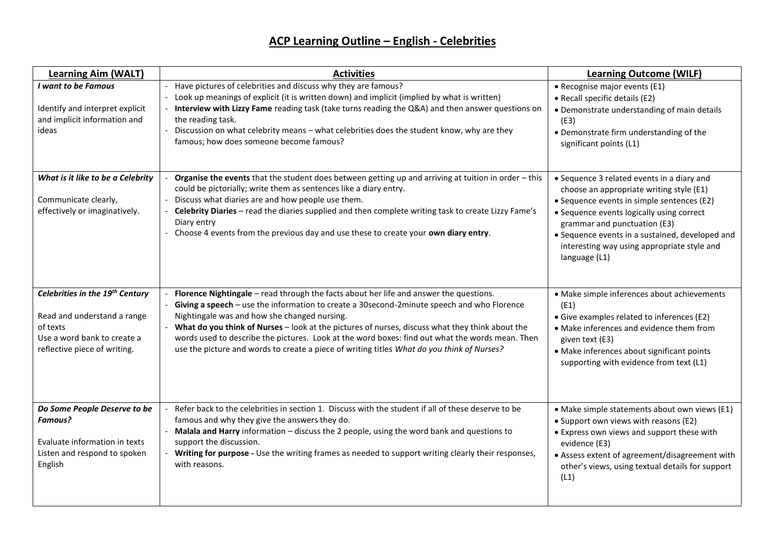# ACP Learning Outline – English - Celebrities

| Learning Aim (WALT) | Activities | Learning Outcome (WILF) |
|---|---|---|
| ***I want to be Famous***<br><br>Identify and interpret explicit and implicit information and ideas | - Have pictures of celebrities and discuss why they are famous?<br>- Look up meanings of explicit (it is written down) and implicit (implied by what is written)<br>- **Interview with Lizzy Fame** reading task (take turns reading the Q&A) and then answer questions on the reading task.<br>- Discussion on what celebrity means – what celebrities does the student know, why are they famous; how does someone become famous? | • Recognise major events (E1)<br>• Recall specific details (E2)<br>• Demonstrate understanding of main details (E3)<br>• Demonstrate firm understanding of the significant points (L1) |
| ***What is it like to be a Celebrity***<br><br>Communicate clearly, effectively or imaginatively. | - **Organise the events** that the student does between getting up and arriving at tuition in order – this could be pictorially; write them as sentences like a diary entry.<br>- Discuss what diaries are and how people use them.<br>- **Celebrity Diaries** – read the diaries supplied and then complete writing task to create Lizzy Fame's Diary entry<br>- Choose 4 events from the previous day and use these to create your **own diary entry**. | • Sequence 3 related events in a diary and choose an appropriate writing style (E1)<br>• Sequence events in simple sentences (E2)<br>• Sequence events logically using correct grammar and punctuation (E3)<br>• Sequence events in a sustained, developed and interesting way using appropriate style and language (L1) |
| ***Celebrities in the 19th Century***<br><br>Read and understand a range of texts<br>Use a word bank to create a reflective piece of writing. | - **Florence Nightingale** – read through the facts about her life and answer the questions.<br>- **Giving a speech** – use the information to create a 30second-2minute speech and who Florence Nightingale was and how she changed nursing.<br>- **What do you think of Nurses** – look at the pictures of nurses, discuss what they think about the words used to describe the pictures. Look at the word boxes: find out what the words mean. Then use the picture and words to create a piece of writing titles *What do you think of Nurses?* | • Make simple inferences about achievements (E1)<br>• Give examples related to inferences (E2)<br>• Make inferences and evidence them from given text (E3)<br>• Make inferences about significant points supporting with evidence from text (L1) |
| ***Do Some People Deserve to be Famous?***<br><br>Evaluate information in texts<br>Listen and respond to spoken English | - Refer back to the celebrities in section 1. Discuss with the student if all of these deserve to be famous and why they give the answers they do.<br>- **Malala and Harry** information – discuss the 2 people, using the word bank and questions to support the discussion.<br>- **Writing for purpose -** Use the writing frames as needed to support writing clearly their responses, with reasons. | • Make simple statements about own views (E1)<br>• Support own views with reasons (E2)<br>• Express own views and support these with evidence (E3)<br>• Assess extent of agreement/disagreement with other's views, using textual details for support (L1) |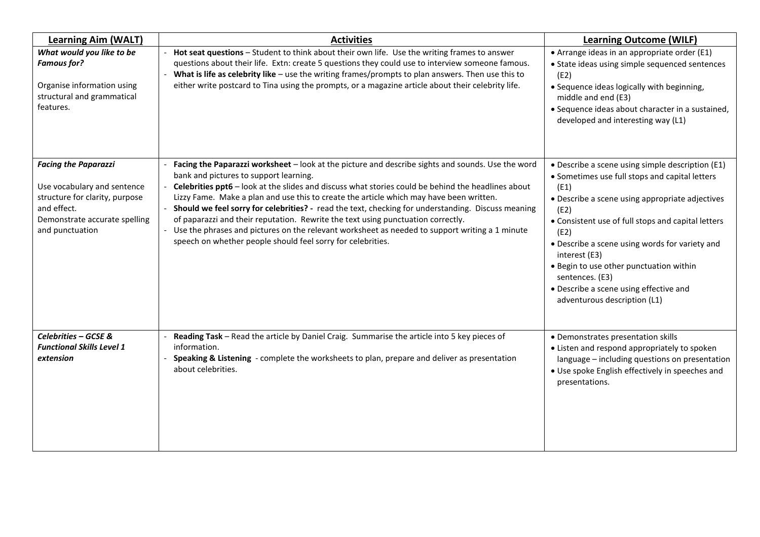| Learning Aim (WALT) | Activities | Learning Outcome (WILF) |
| --- | --- | --- |
| ***What would you like to be Famous for?***<br><br>Organise information using structural and grammatical features. | - **Hot seat questions** – Student to think about their own life. Use the writing frames to answer questions about their life. Extn: create 5 questions they could use to interview someone famous.<br>- **What is life as celebrity like** – use the writing frames/prompts to plan answers. Then use this to either write postcard to Tina using the prompts, or a magazine article about their celebrity life. | • Arrange ideas in an appropriate order (E1)<br>• State ideas using simple sequenced sentences (E2)<br>• Sequence ideas logically with beginning, middle and end (E3)<br>• Sequence ideas about character in a sustained, developed and interesting way (L1) |
| ***Facing the Paparazzi***<br><br>Use vocabulary and sentence structure for clarity, purpose and effect.<br>Demonstrate accurate spelling and punctuation | - **Facing the Paparazzi worksheet** – look at the picture and describe sights and sounds. Use the word bank and pictures to support learning.<br>- **Celebrities ppt6** – look at the slides and discuss what stories could be behind the headlines about Lizzy Fame. Make a plan and use this to create the article which may have been written.<br>- **Should we feel sorry for celebrities? -** read the text, checking for understanding. Discuss meaning of paparazzi and their reputation. Rewrite the text using punctuation correctly.<br>- Use the phrases and pictures on the relevant worksheet as needed to support writing a 1 minute speech on whether people should feel sorry for celebrities. | • Describe a scene using simple description (E1)<br>• Sometimes use full stops and capital letters (E1)<br>• Describe a scene using appropriate adjectives (E2)<br>• Consistent use of full stops and capital letters (E2)<br>• Describe a scene using words for variety and interest (E3)<br>• Begin to use other punctuation within sentences. (E3)<br>• Describe a scene using effective and adventurous description (L1) |
| ***Celebrities – GCSE & Functional Skills Level 1 extension*** | - **Reading Task** – Read the article by Daniel Craig. Summarise the article into 5 key pieces of information.<br>- **Speaking & Listening** - complete the worksheets to plan, prepare and deliver as presentation about celebrities. | • Demonstrates presentation skills<br>• Listen and respond appropriately to spoken language – including questions on presentation<br>• Use spoke English effectively in speeches and presentations. |